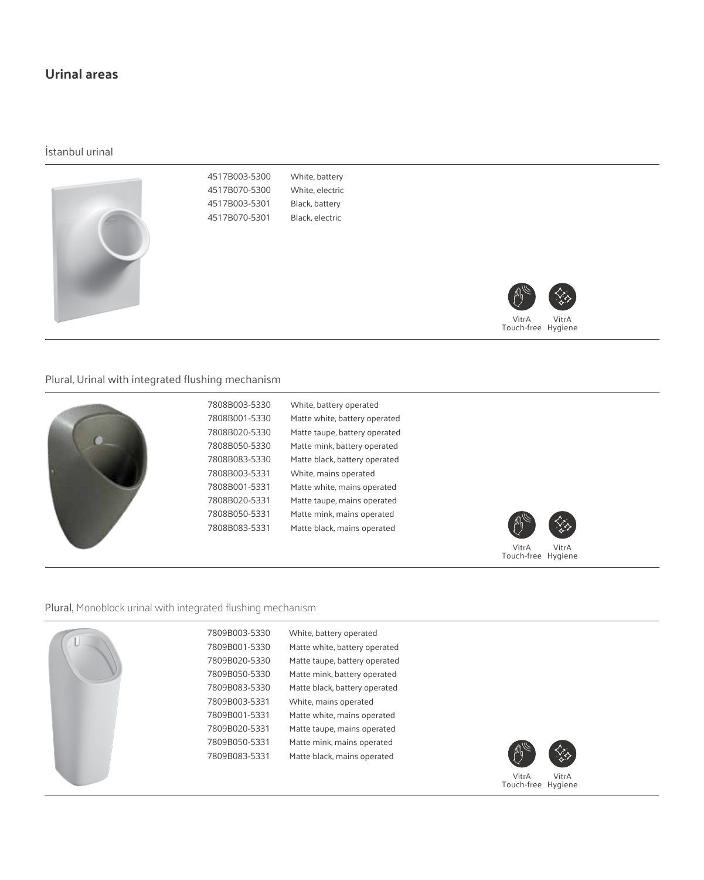# Urinal areas

## İstanbul urinal

| | |
|---|---|
| 4517B003-5300 | White, battery |
| 4517B070-5300 | White, electric |
| 4517B003-5301 | Black, battery |
| 4517B070-5301 | Black, electric |

VitrA Touch-free VitrA Hygiene

## Plural, Urinal with integrated flushing mechanism

| | |
|---|---|
| 7808B003-5330 | White, battery operated |
| 7808B001-5330 | Matte white, battery operated |
| 7808B020-5330 | Matte taupe, battery operated |
| 7808B050-5330 | Matte mink, battery operated |
| 7808B083-5330 | Matte black, battery operated |
| 7808B003-5331 | White, mains operated |
| 7808B001-5331 | Matte white, mains operated |
| 7808B020-5331 | Matte taupe, mains operated |
| 7808B050-5331 | Matte mink, mains operated |
| 7808B083-5331 | Matte black, mains operated |

VitrA Touch-free VitrA Hygiene

## **Plural,** Monoblock urinal with integrated flushing mechanism

| | |
|---|---|
| 7809B003-5330 | White, battery operated |
| 7809B001-5330 | Matte white, battery operated |
| 7809B020-5330 | Matte taupe, battery operated |
| 7809B050-5330 | Matte mink, battery operated |
| 7809B083-5330 | Matte black, battery operated |
| 7809B003-5331 | White, mains operated |
| 7809B001-5331 | Matte white, mains operated |
| 7809B020-5331 | Matte taupe, mains operated |
| 7809B050-5331 | Matte mink, mains operated |
| 7809B083-5331 | Matte black, mains operated |

VitrA Touch-free VitrA Hygiene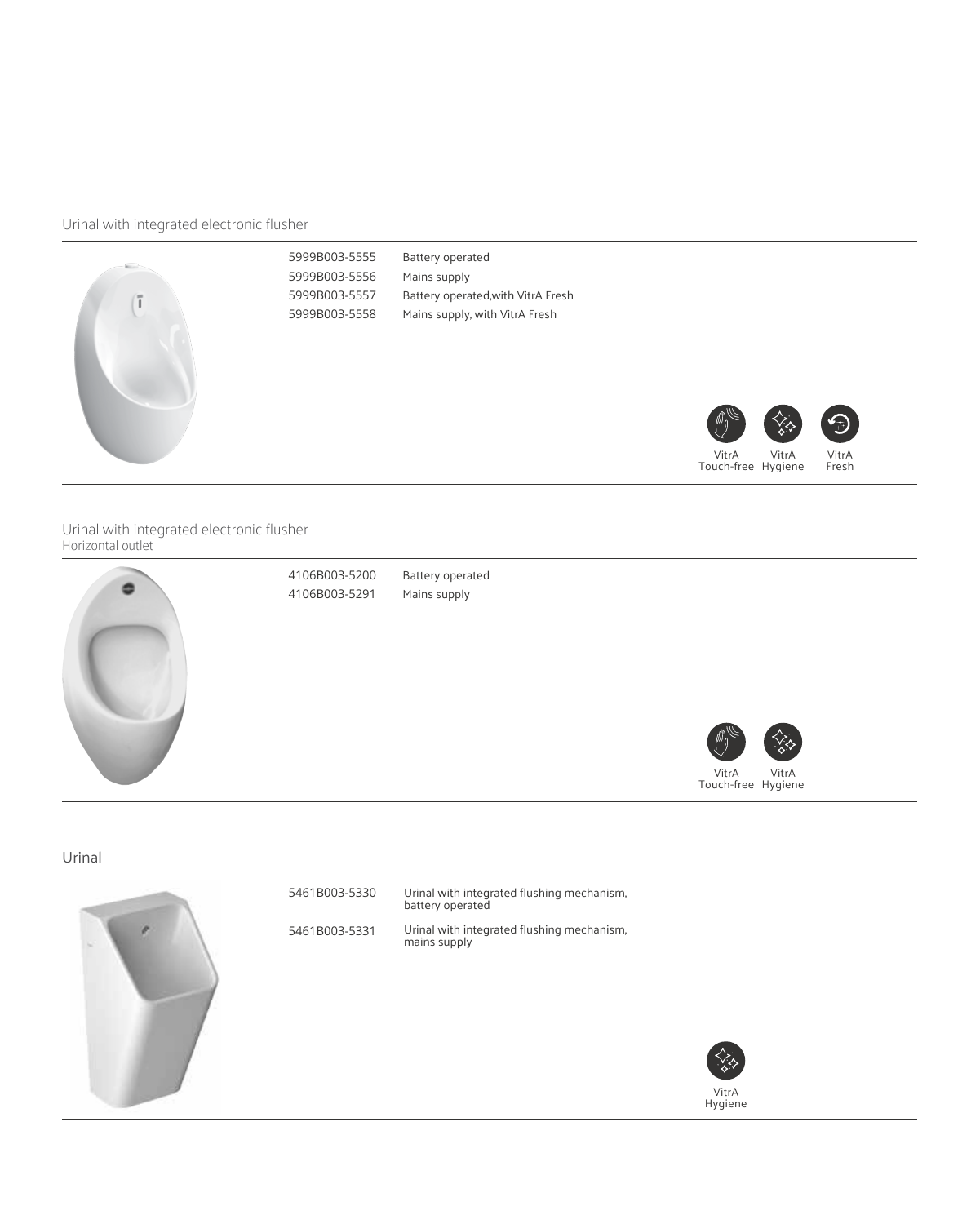## Urinal with integrated electronic flusher

| | |
|---|---|
| 5999B003-5555 | Battery operated |
| 5999B003-5556 | Mains supply |
| 5999B003-5557 | Battery operated,with VitrA Fresh |
| 5999B003-5558 | Mains supply, with VitrA Fresh |

VitrA Touch-free VitrA Hygiene VitrA Fresh

## Urinal with integrated electronic flusher

Horizontal outlet

| | |
|---|---|
| 4106B003-5200 | Battery operated |
| 4106B003-5291 | Mains supply |

VitrA Touch-free VitrA Hygiene

## Urinal

| | |
|---|---|
| 5461B003-5330 | Urinal with integrated flushing mechanism, battery operated |
| 5461B003-5331 | Urinal with integrated flushing mechanism, mains supply |

VitrA Hygiene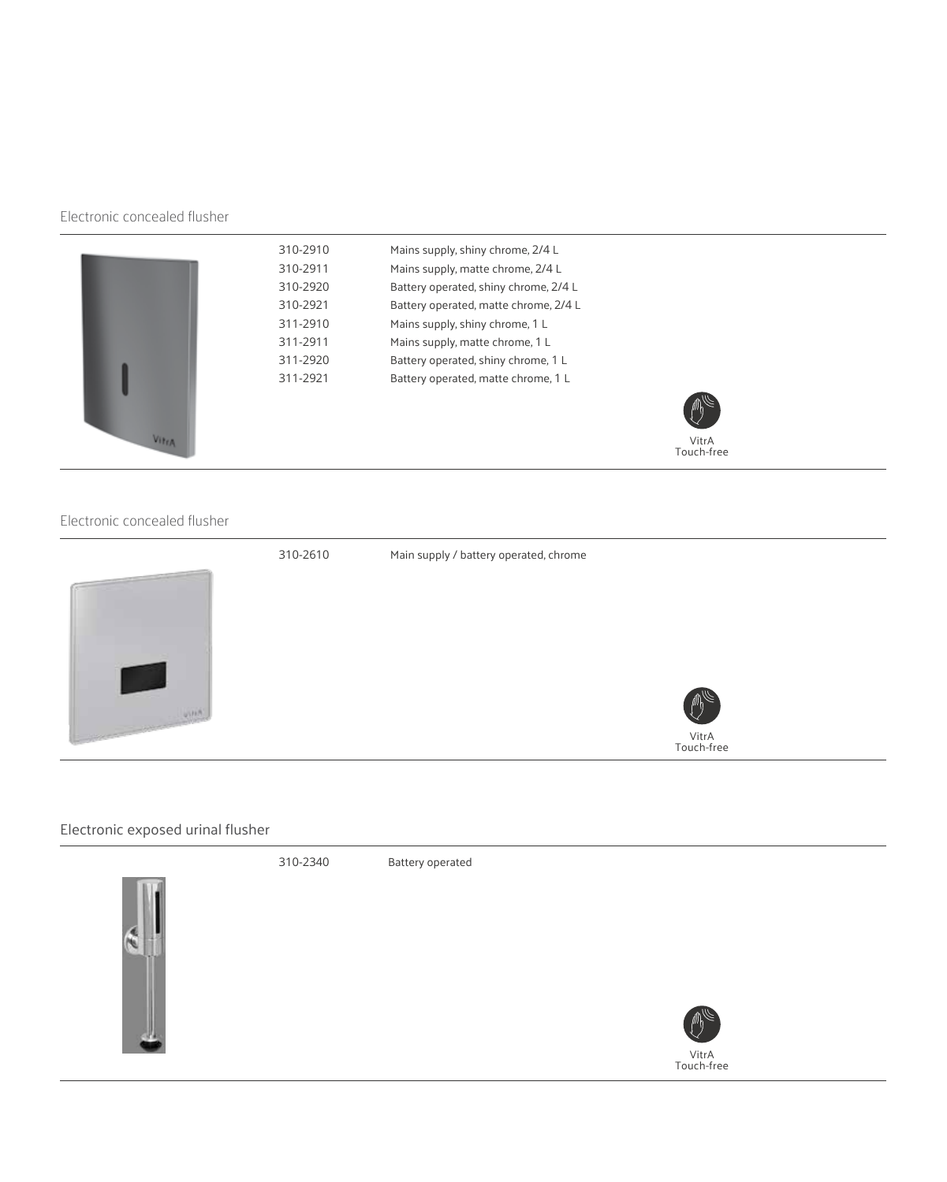## Electronic concealed flusher

| | |
|---|---|
| 310-2910 | Mains supply, shiny chrome, 2/4 L |
| 310-2911 | Mains supply, matte chrome, 2/4 L |
| 310-2920 | Battery operated, shiny chrome, 2/4 L |
| 310-2921 | Battery operated, matte chrome, 2/4 L |
| 311-2910 | Mains supply, shiny chrome, 1 L |
| 311-2911 | Mains supply, matte chrome, 1 L |
| 311-2920 | Battery operated, shiny chrome, 1 L |
| 311-2921 | Battery operated, matte chrome, 1 L |

VitrA Touch-free

## Electronic concealed flusher

| | |
|---|---|
| 310-2610 | Main supply / battery operated, chrome |

VitrA Touch-free

## Electronic exposed urinal flusher

| | |
|---|---|
| 310-2340 | Battery operated |

VitrA Touch-free